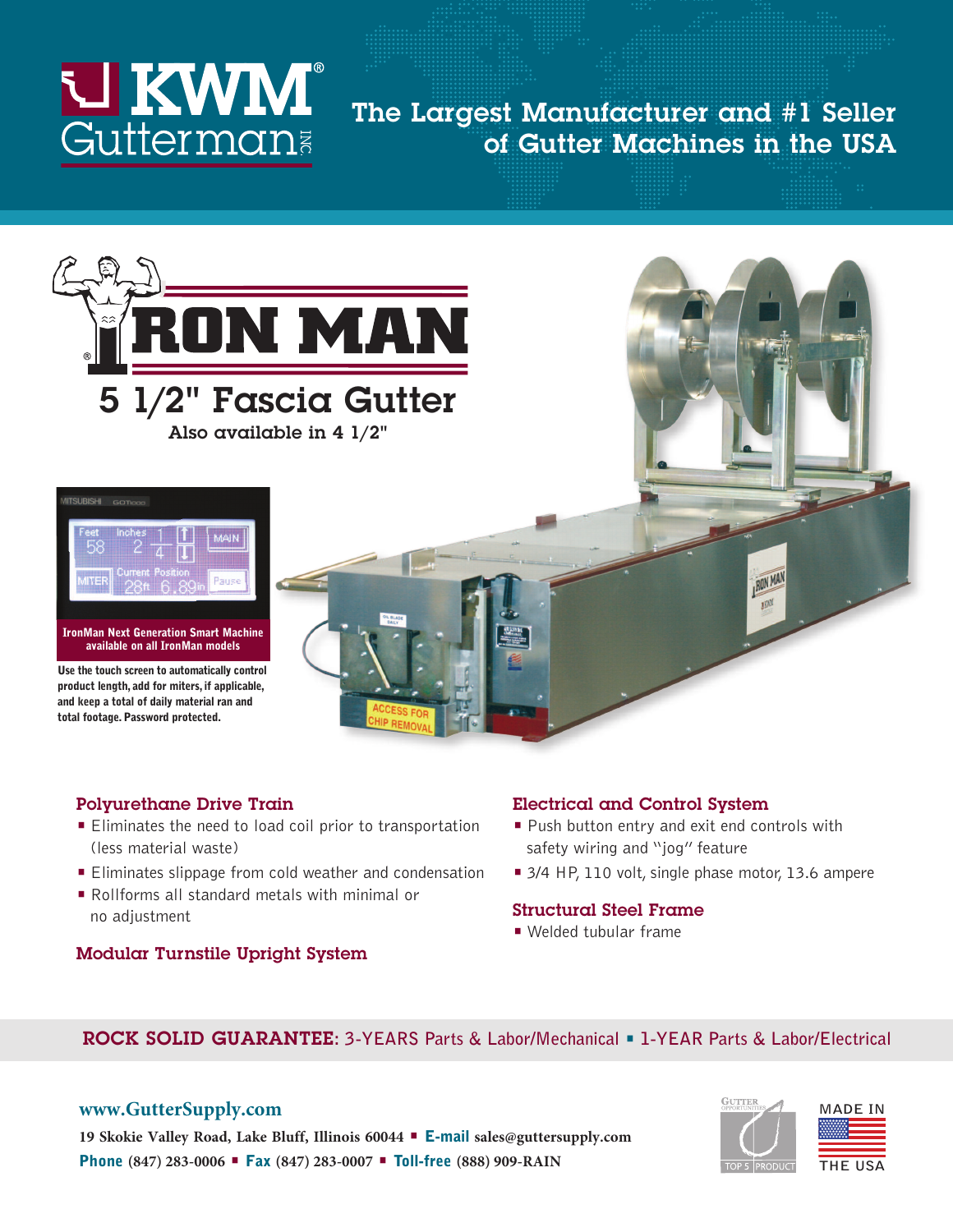# KWM Gutterman INC.

## The Largest Manufacturer and #1 Seller of Gutter Machines in the USA

# IRON MAN

## 5 1/2" Fascia Gutter

Also available in 4 1/2"

**IronMan Next Generation Smart Machine available on all IronMan models**

Use the touch screen to automatically control product length, add for miters, if applicable, and keep a total of daily material ran and total footage. Password protected.

### Polyurethane Drive Train

- Eliminates the need to load coil prior to transportation (less material waste)
- Eliminates slippage from cold weather and condensation
- Rollforms all standard metals with minimal or no adjustment

### Modular Turnstile Upright System

### Electrical and Control System

- Push button entry and exit end controls with safety wiring and "jog" feature
- 3/4 HP, 110 volt, single phase motor, 13.6 ampere

### Structural Steel Frame

- Welded tubular frame

**ROCK SOLID GUARANTEE:** 3-YEARS Parts & Labor/Mechanical ▪ 1-YEAR Parts & Labor/Electrical

**www.GutterSupply.com**

19 Skokie Valley Road, Lake Bluff, Illinois 60044 ▪ **E-mail** sales@guttersupply.com

**Phone** (847) 283-0006 ▪ **Fax** (847) 283-0007 ▪ **Toll-free** (888) 909-RAIN

MADE IN THE USA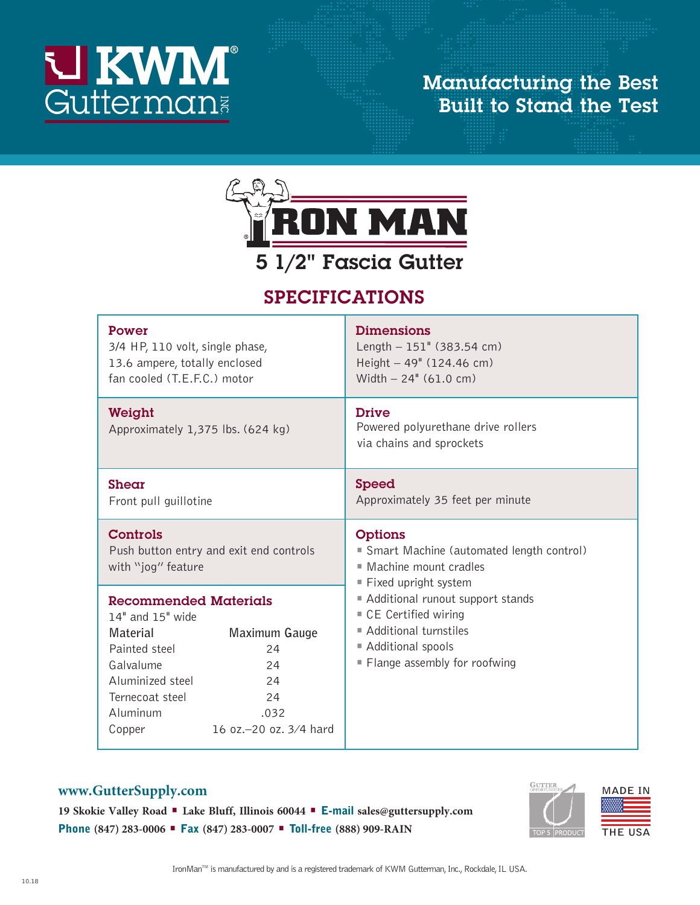KWM Gutterman INC.

Manufacturing the Best
Built to Stand the Test

# IRON MAN

## 5 1/2" Fascia Gutter

## SPECIFICATIONS

### Power
3/4 HP, 110 volt, single phase, 13.6 ampere, totally enclosed fan cooled (T.E.F.C.) motor

### Dimensions
Length – 151" (383.54 cm)
Height – 49" (124.46 cm)
Width – 24" (61.0 cm)

### Weight
Approximately 1,375 lbs. (624 kg)

### Drive
Powered polyurethane drive rollers via chains and sprockets

### Shear
Front pull guillotine

### Speed
Approximately 35 feet per minute

### Controls
Push button entry and exit end controls with "jog" feature

### Recommended Materials
14" and 15" wide

| Material | Maximum Gauge |
|---|---|
| Painted steel | 24 |
| Galvalume | 24 |
| Aluminized steel | 24 |
| Ternecoat steel | 24 |
| Aluminum | .032 |
| Copper | 16 oz.–20 oz. 3/4 hard |

### Options
- Smart Machine (automated length control)
- Machine mount cradles
- Fixed upright system
- Additional runout support stands
- CE Certified wiring
- Additional turnstiles
- Additional spools
- Flange assembly for roofwing

**www.GutterSupply.com**
19 Skokie Valley Road ▪ Lake Bluff, Illinois 60044 ▪ **E-mail** sales@guttersupply.com
**Phone** (847) 283-0006 ▪ **Fax** (847) 283-0007 ▪ **Toll-free** (888) 909-RAIN

GUTTER OPPORTUNITIES TOP 5 PRODUCT

MADE IN THE USA

IronMan™ is manufactured by and is a registered trademark of KWM Gutterman, Inc., Rockdale, IL USA.

10.18